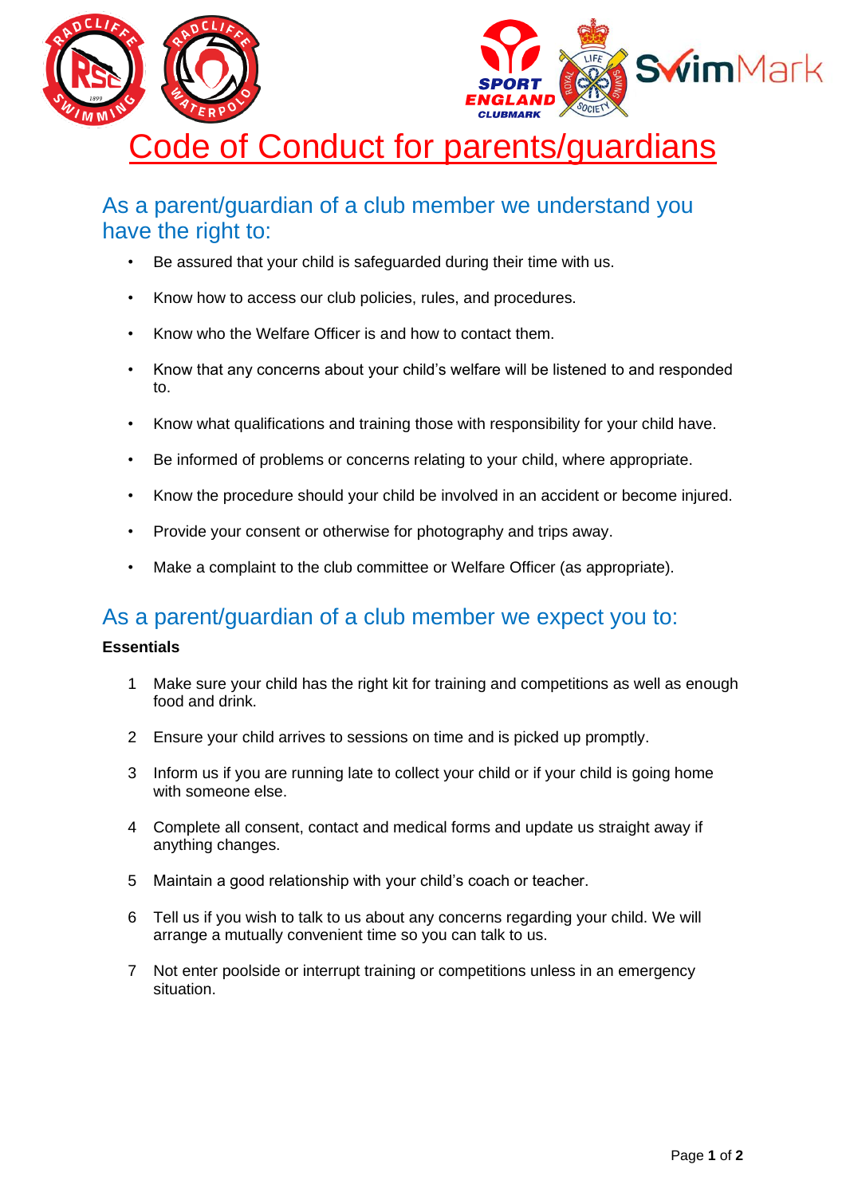# Code of Conduct for parents/guardians

## As a parent/guardian of a club member we understand you have the right to:

- Be assured that your child is safeguarded during their time with us.
- Know how to access our club policies, rules, and procedures.
- Know who the Welfare Officer is and how to contact them.
- Know that any concerns about your child's welfare will be listened to and responded to.
- Know what qualifications and training those with responsibility for your child have.
- Be informed of problems or concerns relating to your child, where appropriate.
- Know the procedure should your child be involved in an accident or become injured.
- Provide your consent or otherwise for photography and trips away.
- Make a complaint to the club committee or Welfare Officer (as appropriate).

## As a parent/guardian of a club member we expect you to:

**Essentials**

1. Make sure your child has the right kit for training and competitions as well as enough food and drink.
2. Ensure your child arrives to sessions on time and is picked up promptly.
3. Inform us if you are running late to collect your child or if your child is going home with someone else.
4. Complete all consent, contact and medical forms and update us straight away if anything changes.
5. Maintain a good relationship with your child's coach or teacher.
6. Tell us if you wish to talk to us about any concerns regarding your child. We will arrange a mutually convenient time so you can talk to us.
7. Not enter poolside or interrupt training or competitions unless in an emergency situation.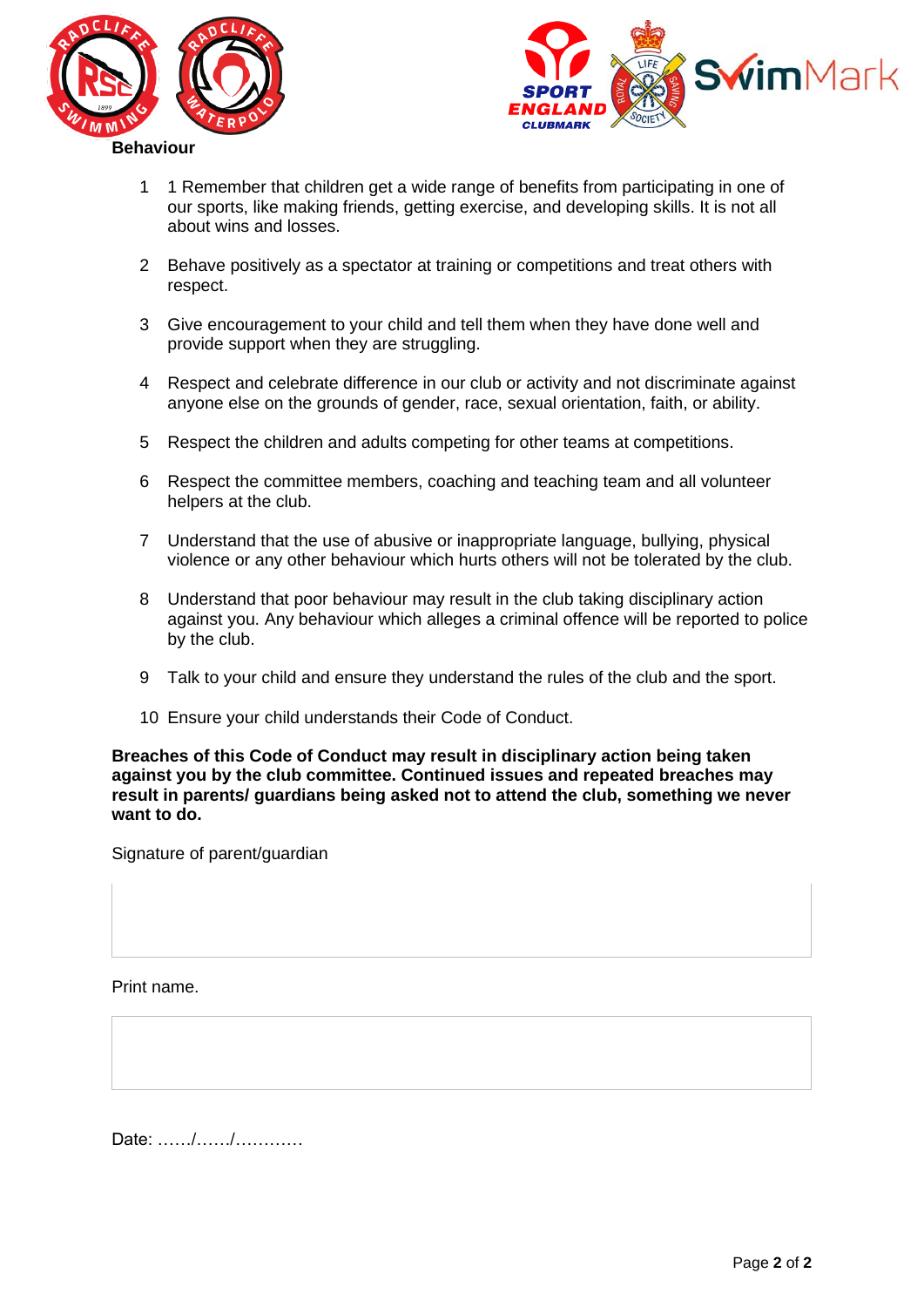**Behaviour**

1. 1 Remember that children get a wide range of benefits from participating in one of our sports, like making friends, getting exercise, and developing skills. It is not all about wins and losses.
2. Behave positively as a spectator at training or competitions and treat others with respect.
3. Give encouragement to your child and tell them when they have done well and provide support when they are struggling.
4. Respect and celebrate difference in our club or activity and not discriminate against anyone else on the grounds of gender, race, sexual orientation, faith, or ability.
5. Respect the children and adults competing for other teams at competitions.
6. Respect the committee members, coaching and teaching team and all volunteer helpers at the club.
7. Understand that the use of abusive or inappropriate language, bullying, physical violence or any other behaviour which hurts others will not be tolerated by the club.
8. Understand that poor behaviour may result in the club taking disciplinary action against you. Any behaviour which alleges a criminal offence will be reported to police by the club.
9. Talk to your child and ensure they understand the rules of the club and the sport.
10. Ensure your child understands their Code of Conduct.

**Breaches of this Code of Conduct may result in disciplinary action being taken against you by the club committee. Continued issues and repeated breaches may result in parents/ guardians being asked not to attend the club, something we never want to do.**

Signature of parent/guardian

Print name.

Date: ……/……/…………